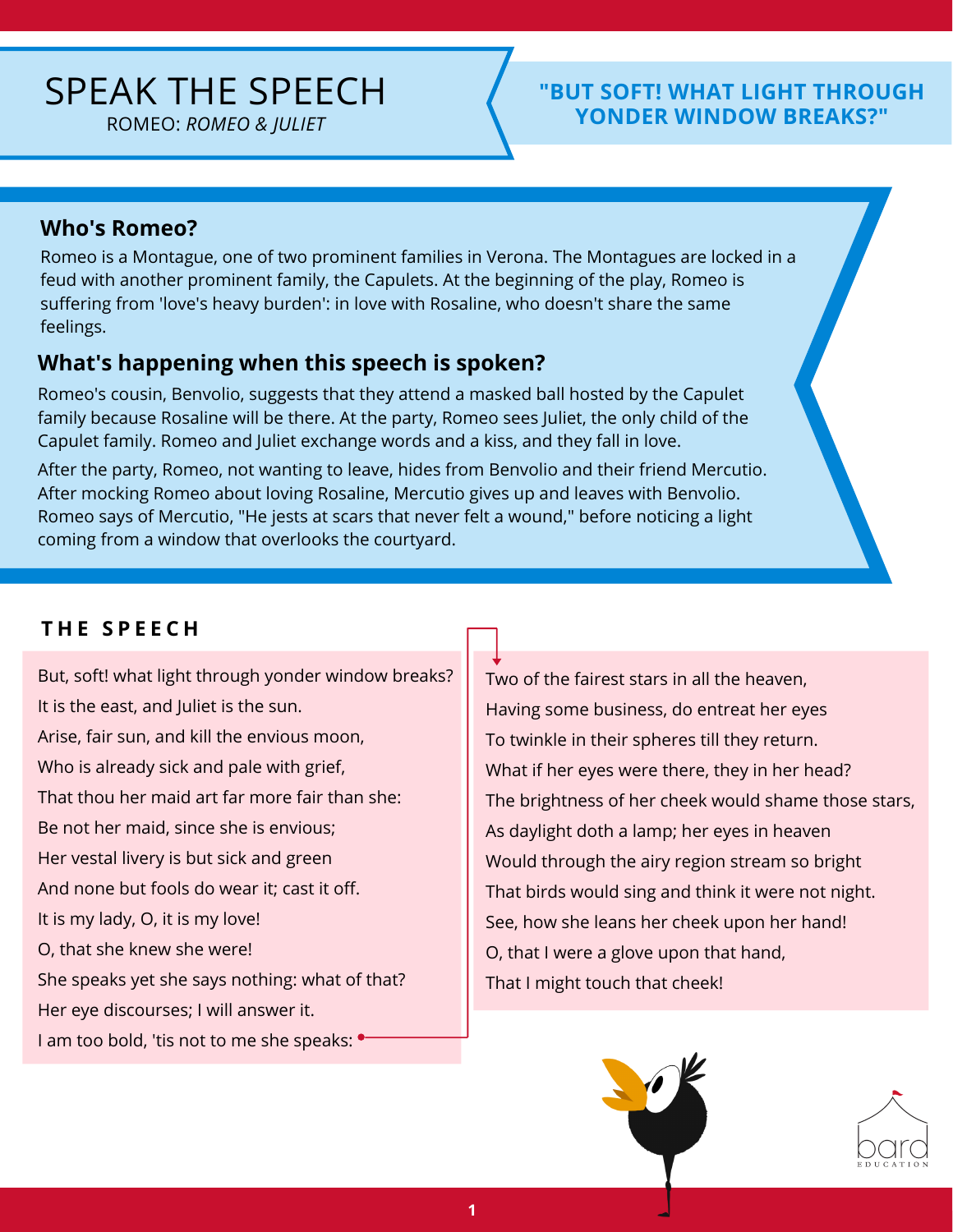# SPEAK THE SPEECH

ROMEO: *ROMEO & JULIET*

**"BUT SOFT! WHAT LIGHT THROUGH YONDER WINDOW BREAKS?"**

### Who's Romeo?

Romeo is a Montague, one of two prominent families in Verona. The Montagues are locked in a feud with another prominent family, the Capulets. At the beginning of the play, Romeo is suffering from 'love's heavy burden': in love with Rosaline, who doesn't share the same feelings.

### What's happening when this speech is spoken?

Romeo's cousin, Benvolio, suggests that they attend a masked ball hosted by the Capulet family because Rosaline will be there. At the party, Romeo sees Juliet, the only child of the Capulet family. Romeo and Juliet exchange words and a kiss, and they fall in love.

After the party, Romeo, not wanting to leave, hides from Benvolio and their friend Mercutio. After mocking Romeo about loving Rosaline, Mercutio gives up and leaves with Benvolio. Romeo says of Mercutio, "He jests at scars that never felt a wound," before noticing a light coming from a window that overlooks the courtyard.

## THE SPEECH

But, soft! what light through yonder window breaks?
It is the east, and Juliet is the sun.
Arise, fair sun, and kill the envious moon,
Who is already sick and pale with grief,
That thou her maid art far more fair than she:
Be not her maid, since she is envious;
Her vestal livery is but sick and green
And none but fools do wear it; cast it off.
It is my lady, O, it is my love!
O, that she knew she were!
She speaks yet she says nothing: what of that?
Her eye discourses; I will answer it.
I am too bold, 'tis not to me she speaks:
Two of the fairest stars in all the heaven,
Having some business, do entreat her eyes
To twinkle in their spheres till they return.
What if her eyes were there, they in her head?
The brightness of her cheek would shame those stars,
As daylight doth a lamp; her eyes in heaven
Would through the airy region stream so bright
That birds would sing and think it were not night.
See, how she leans her cheek upon her hand!
O, that I were a glove upon that hand,
That I might touch that cheek!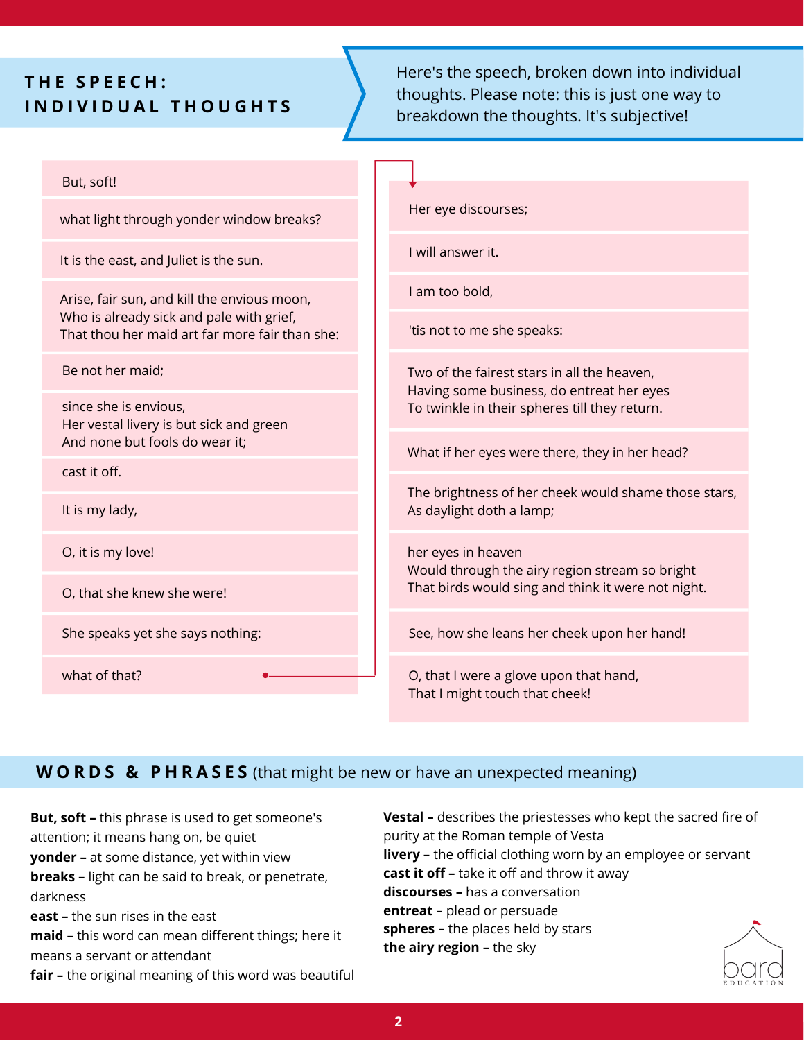## THE SPEECH: INDIVIDUAL THOUGHTS

Here's the speech, broken down into individual thoughts. Please note: this is just one way to breakdown the thoughts. It's subjective!

But, soft!

what light through yonder window breaks?

It is the east, and Juliet is the sun.

Arise, fair sun, and kill the envious moon,
Who is already sick and pale with grief,
That thou her maid art far more fair than she:

Be not her maid;

since she is envious,
Her vestal livery is but sick and green
And none but fools do wear it;

cast it off.

It is my lady,

O, it is my love!

O, that she knew she were!

She speaks yet she says nothing:

what of that?

Her eye discourses;

I will answer it.

I am too bold,

'tis not to me she speaks:

Two of the fairest stars in all the heaven,
Having some business, do entreat her eyes
To twinkle in their spheres till they return.

What if her eyes were there, they in her head?

The brightness of her cheek would shame those stars,
As daylight doth a lamp;

her eyes in heaven
Would through the airy region stream so bright
That birds would sing and think it were not night.

See, how she leans her cheek upon her hand!

O, that I were a glove upon that hand,
That I might touch that cheek!

## WORDS & PHRASES (that might be new or have an unexpected meaning)

**But, soft –** this phrase is used to get someone's attention; it means hang on, be quiet
**yonder –** at some distance, yet within view
**breaks –** light can be said to break, or penetrate, darkness
**east –** the sun rises in the east
**maid –** this word can mean different things; here it means a servant or attendant
**fair –** the original meaning of this word was beautiful
**Vestal –** describes the priestesses who kept the sacred fire of purity at the Roman temple of Vesta
**livery –** the official clothing worn by an employee or servant
**cast it off –** take it off and throw it away
**discourses –** has a conversation
**entreat –** plead or persuade
**spheres –** the places held by stars
**the airy region –** the sky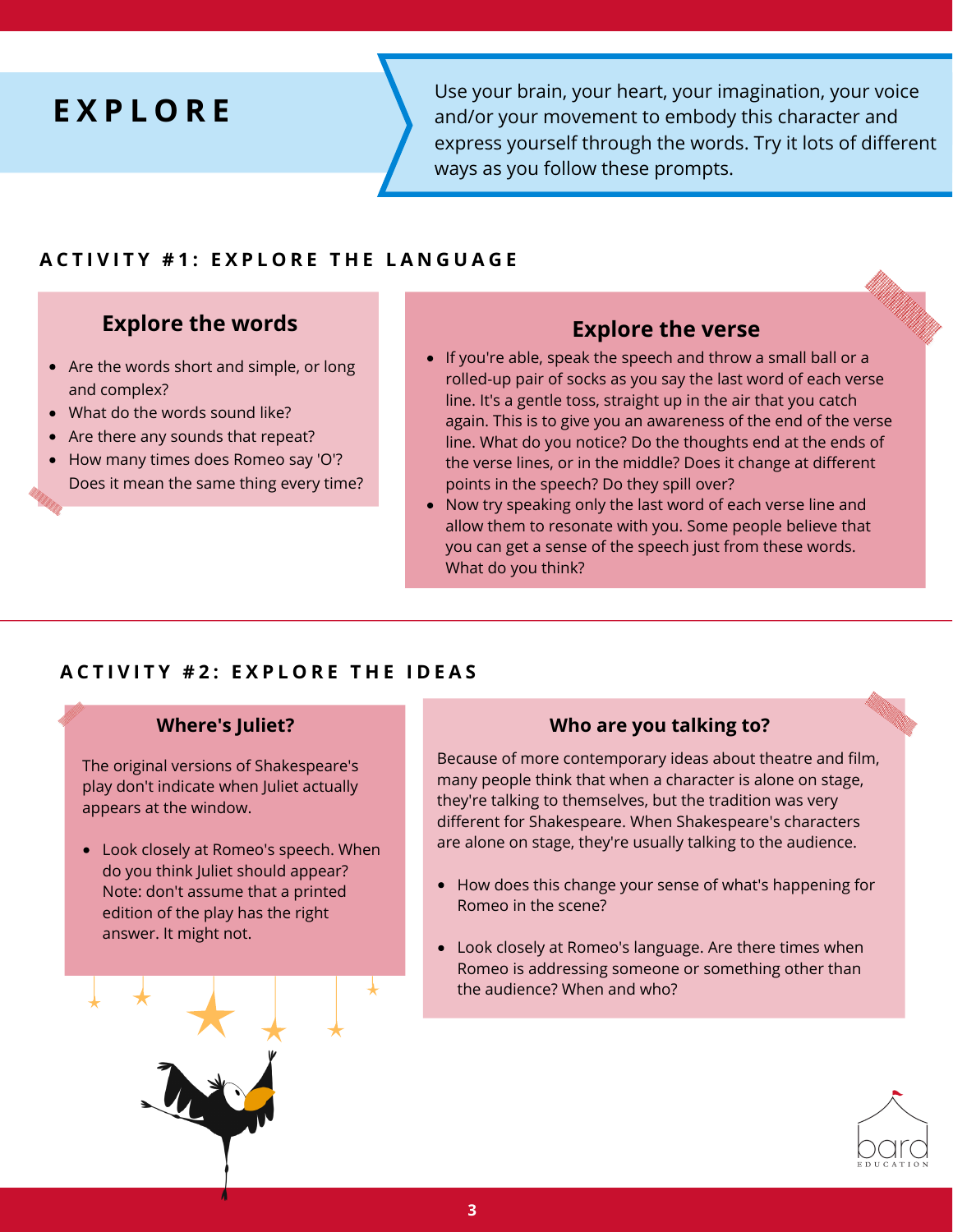# EXPLORE

Use your brain, your heart, your imagination, your voice and/or your movement to embody this character and express yourself through the words. Try it lots of different ways as you follow these prompts.

## ACTIVITY #1: EXPLORE THE LANGUAGE

### Explore the words

- Are the words short and simple, or long and complex?
- What do the words sound like?
- Are there any sounds that repeat?
- How many times does Romeo say 'O'? Does it mean the same thing every time?

### Explore the verse

- If you're able, speak the speech and throw a small ball or a rolled-up pair of socks as you say the last word of each verse line. It's a gentle toss, straight up in the air that you catch again. This is to give you an awareness of the end of the verse line. What do you notice? Do the thoughts end at the ends of the verse lines, or in the middle? Does it change at different points in the speech? Do they spill over?
- Now try speaking only the last word of each verse line and allow them to resonate with you. Some people believe that you can get a sense of the speech just from these words. What do you think?

## ACTIVITY #2: EXPLORE THE IDEAS

### Where's Juliet?

The original versions of Shakespeare's play don't indicate when Juliet actually appears at the window.

- Look closely at Romeo's speech. When do you think Juliet should appear? Note: don't assume that a printed edition of the play has the right answer. It might not.

### Who are you talking to?

Because of more contemporary ideas about theatre and film, many people think that when a character is alone on stage, they're talking to themselves, but the tradition was very different for Shakespeare. When Shakespeare's characters are alone on stage, they're usually talking to the audience.

- How does this change your sense of what's happening for Romeo in the scene?
- Look closely at Romeo's language. Are there times when Romeo is addressing someone or something other than the audience? When and who?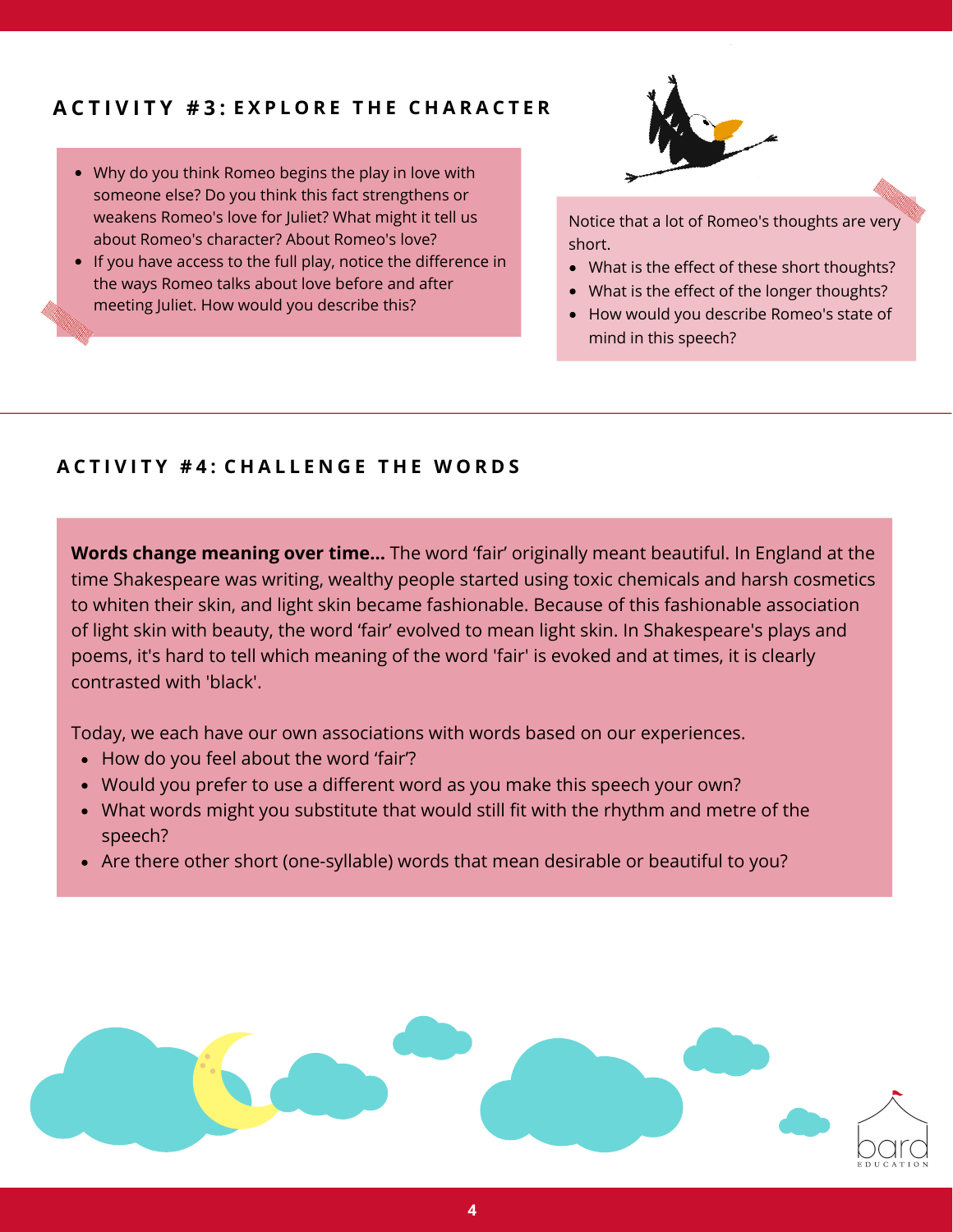## ACTIVITY #3: EXPLORE THE CHARACTER

- Why do you think Romeo begins the play in love with someone else? Do you think this fact strengthens or weakens Romeo's love for Juliet? What might it tell us about Romeo's character? About Romeo's love?
- If you have access to the full play, notice the difference in the ways Romeo talks about love before and after meeting Juliet. How would you describe this?

Notice that a lot of Romeo's thoughts are very short.

- What is the effect of these short thoughts?
- What is the effect of the longer thoughts?
- How would you describe Romeo's state of mind in this speech?

## ACTIVITY #4: CHALLENGE THE WORDS

**Words change meaning over time...** The word 'fair' originally meant beautiful. In England at the time Shakespeare was writing, wealthy people started using toxic chemicals and harsh cosmetics to whiten their skin, and light skin became fashionable. Because of this fashionable association of light skin with beauty, the word 'fair' evolved to mean light skin. In Shakespeare's plays and poems, it's hard to tell which meaning of the word 'fair' is evoked and at times, it is clearly contrasted with 'black'.

Today, we each have our own associations with words based on our experiences.

- How do you feel about the word 'fair'?
- Would you prefer to use a different word as you make this speech your own?
- What words might you substitute that would still fit with the rhythm and metre of the speech?
- Are there other short (one-syllable) words that mean desirable or beautiful to you?